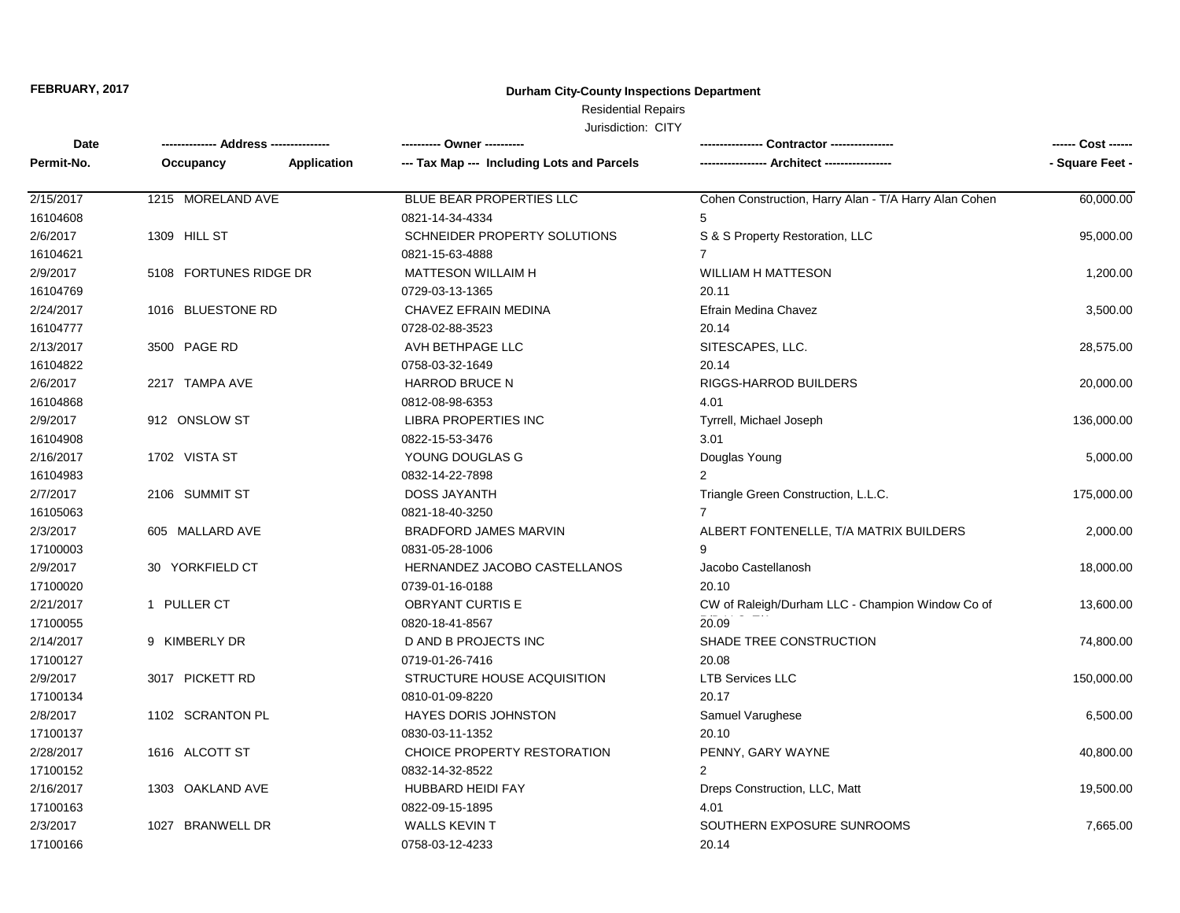**FEBRUARY, 2017**

# Durham City-County Inspections Department

Residential Repairs

Jurisdiction: CITY

| Date<br>Permit-No. | Address<br>Occupancy Application | Owner<br>Tax Map --- Including Lots and Parcels | Contractor<br>Architect | Cost<br>Square Feet |
|---|---|---|---|---|
| 2/15/2017<br>16104608 | 1215 MORELAND AVE | BLUE BEAR PROPERTIES LLC<br>0821-14-34-4334 | Cohen Construction, Harry Alan - T/A Harry Alan Cohen<br>5 | 60,000.00 |
| 2/6/2017<br>16104621 | 1309 HILL ST | SCHNEIDER PROPERTY SOLUTIONS<br>0821-15-63-4888 | S & S Property Restoration, LLC<br>7 | 95,000.00 |
| 2/9/2017<br>16104769 | 5108 FORTUNES RIDGE DR | MATTESON WILLAIM H<br>0729-03-13-1365 | WILLIAM H MATTESON<br>20.11 | 1,200.00 |
| 2/24/2017<br>16104777 | 1016 BLUESTONE RD | CHAVEZ EFRAIN MEDINA<br>0728-02-88-3523 | Efrain Medina Chavez<br>20.14 | 3,500.00 |
| 2/13/2017<br>16104822 | 3500 PAGE RD | AVH BETHPAGE LLC<br>0758-03-32-1649 | SITESCAPES, LLC.<br>20.14 | 28,575.00 |
| 2/6/2017<br>16104868 | 2217 TAMPA AVE | HARROD BRUCE N<br>0812-08-98-6353 | RIGGS-HARROD BUILDERS<br>4.01 | 20,000.00 |
| 2/9/2017<br>16104908 | 912 ONSLOW ST | LIBRA PROPERTIES INC<br>0822-15-53-3476 | Tyrrell, Michael Joseph<br>3.01 | 136,000.00 |
| 2/16/2017<br>16104983 | 1702 VISTA ST | YOUNG DOUGLAS G<br>0832-14-22-7898 | Douglas Young<br>2 | 5,000.00 |
| 2/7/2017<br>16105063 | 2106 SUMMIT ST | DOSS JAYANTH<br>0821-18-40-3250 | Triangle Green Construction, L.L.C.<br>7 | 175,000.00 |
| 2/3/2017<br>17100003 | 605 MALLARD AVE | BRADFORD JAMES MARVIN<br>0831-05-28-1006 | ALBERT FONTENELLE, T/A MATRIX BUILDERS<br>9 | 2,000.00 |
| 2/9/2017<br>17100020 | 30 YORKFIELD CT | HERNANDEZ JACOBO CASTELLANOS<br>0739-01-16-0188 | Jacobo Castellanosh<br>20.10 | 18,000.00 |
| 2/21/2017<br>17100055 | 1 PULLER CT | OBRYANT CURTIS E<br>0820-18-41-8567 | CW of Raleigh/Durham LLC - Champion Window Co of<br>20.09 | 13,600.00 |
| 2/14/2017<br>17100127 | 9 KIMBERLY DR | D AND B PROJECTS INC<br>0719-01-26-7416 | SHADE TREE CONSTRUCTION<br>20.08 | 74,800.00 |
| 2/9/2017<br>17100134 | 3017 PICKETT RD | STRUCTURE HOUSE ACQUISITION<br>0810-01-09-8220 | LTB Services LLC<br>20.17 | 150,000.00 |
| 2/8/2017<br>17100137 | 1102 SCRANTON PL | HAYES DORIS JOHNSTON<br>0830-03-11-1352 | Samuel Varughese<br>20.10 | 6,500.00 |
| 2/28/2017<br>17100152 | 1616 ALCOTT ST | CHOICE PROPERTY RESTORATION<br>0832-14-32-8522 | PENNY, GARY WAYNE<br>2 | 40,800.00 |
| 2/16/2017<br>17100163 | 1303 OAKLAND AVE | HUBBARD HEIDI FAY<br>0822-09-15-1895 | Dreps Construction, LLC, Matt<br>4.01 | 19,500.00 |
| 2/3/2017<br>17100166 | 1027 BRANWELL DR | WALLS KEVIN T<br>0758-03-12-4233 | SOUTHERN EXPOSURE SUNROOMS<br>20.14 | 7,665.00 |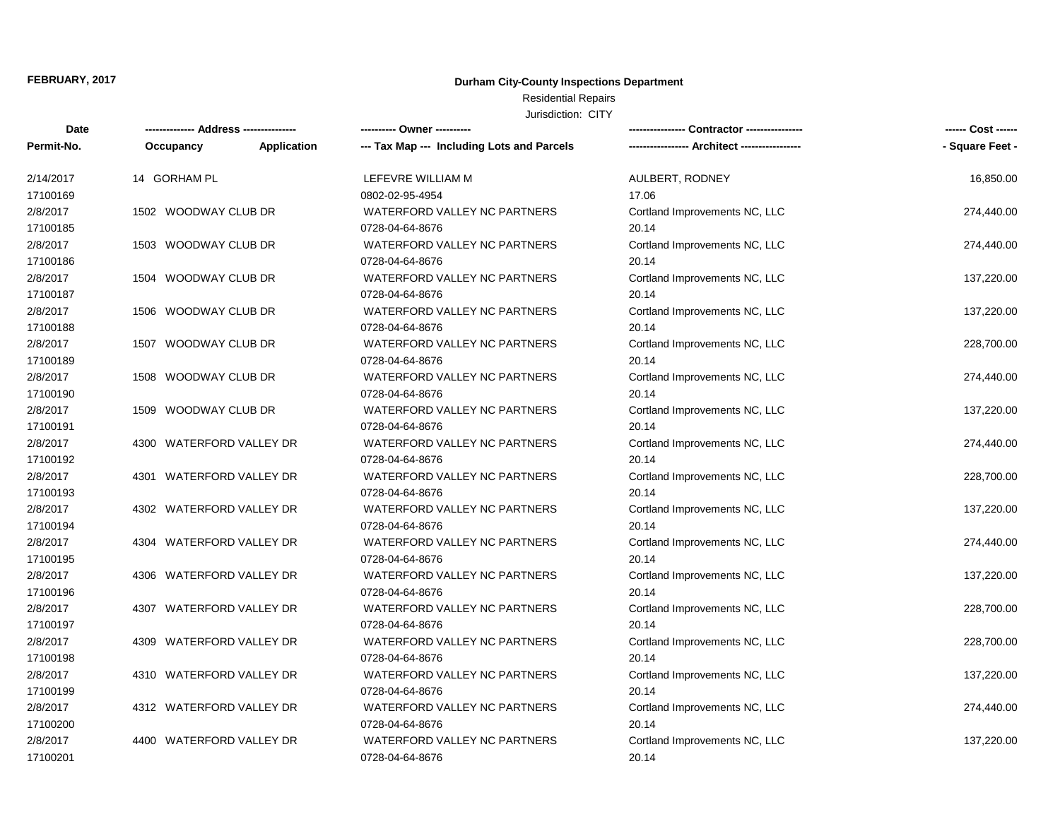FEBRUARY, 2017

**Durham City-County Inspections Department**

Residential Repairs

Jurisdiction: CITY

| Date<br>Permit-No. | Address<br>Occupancy / Application | Owner<br>Tax Map --- Including Lots and Parcels | Contractor<br>Architect | Cost<br>Square Feet |
|---|---|---|---|---|
| 2/14/2017<br>17100169 | 14 GORHAM PL | LEFEVRE WILLIAM M<br>0802-02-95-4954 | AULBERT, RODNEY<br>17.06 | 16,850.00 |
| 2/8/2017<br>17100185 | 1502 WOODWAY CLUB DR | WATERFORD VALLEY NC PARTNERS<br>0728-04-64-8676 | Cortland Improvements NC, LLC<br>20.14 | 274,440.00 |
| 2/8/2017<br>17100186 | 1503 WOODWAY CLUB DR | WATERFORD VALLEY NC PARTNERS<br>0728-04-64-8676 | Cortland Improvements NC, LLC<br>20.14 | 274,440.00 |
| 2/8/2017<br>17100187 | 1504 WOODWAY CLUB DR | WATERFORD VALLEY NC PARTNERS<br>0728-04-64-8676 | Cortland Improvements NC, LLC<br>20.14 | 137,220.00 |
| 2/8/2017<br>17100188 | 1506 WOODWAY CLUB DR | WATERFORD VALLEY NC PARTNERS<br>0728-04-64-8676 | Cortland Improvements NC, LLC<br>20.14 | 137,220.00 |
| 2/8/2017<br>17100189 | 1507 WOODWAY CLUB DR | WATERFORD VALLEY NC PARTNERS<br>0728-04-64-8676 | Cortland Improvements NC, LLC<br>20.14 | 228,700.00 |
| 2/8/2017<br>17100190 | 1508 WOODWAY CLUB DR | WATERFORD VALLEY NC PARTNERS<br>0728-04-64-8676 | Cortland Improvements NC, LLC<br>20.14 | 274,440.00 |
| 2/8/2017<br>17100191 | 1509 WOODWAY CLUB DR | WATERFORD VALLEY NC PARTNERS<br>0728-04-64-8676 | Cortland Improvements NC, LLC<br>20.14 | 137,220.00 |
| 2/8/2017<br>17100192 | 4300 WATERFORD VALLEY DR | WATERFORD VALLEY NC PARTNERS<br>0728-04-64-8676 | Cortland Improvements NC, LLC<br>20.14 | 274,440.00 |
| 2/8/2017<br>17100193 | 4301 WATERFORD VALLEY DR | WATERFORD VALLEY NC PARTNERS<br>0728-04-64-8676 | Cortland Improvements NC, LLC<br>20.14 | 228,700.00 |
| 2/8/2017<br>17100194 | 4302 WATERFORD VALLEY DR | WATERFORD VALLEY NC PARTNERS<br>0728-04-64-8676 | Cortland Improvements NC, LLC<br>20.14 | 137,220.00 |
| 2/8/2017<br>17100195 | 4304 WATERFORD VALLEY DR | WATERFORD VALLEY NC PARTNERS<br>0728-04-64-8676 | Cortland Improvements NC, LLC<br>20.14 | 274,440.00 |
| 2/8/2017<br>17100196 | 4306 WATERFORD VALLEY DR | WATERFORD VALLEY NC PARTNERS<br>0728-04-64-8676 | Cortland Improvements NC, LLC<br>20.14 | 137,220.00 |
| 2/8/2017<br>17100197 | 4307 WATERFORD VALLEY DR | WATERFORD VALLEY NC PARTNERS<br>0728-04-64-8676 | Cortland Improvements NC, LLC<br>20.14 | 228,700.00 |
| 2/8/2017<br>17100198 | 4309 WATERFORD VALLEY DR | WATERFORD VALLEY NC PARTNERS<br>0728-04-64-8676 | Cortland Improvements NC, LLC<br>20.14 | 228,700.00 |
| 2/8/2017<br>17100199 | 4310 WATERFORD VALLEY DR | WATERFORD VALLEY NC PARTNERS<br>0728-04-64-8676 | Cortland Improvements NC, LLC<br>20.14 | 137,220.00 |
| 2/8/2017<br>17100200 | 4312 WATERFORD VALLEY DR | WATERFORD VALLEY NC PARTNERS<br>0728-04-64-8676 | Cortland Improvements NC, LLC<br>20.14 | 274,440.00 |
| 2/8/2017<br>17100201 | 4400 WATERFORD VALLEY DR | WATERFORD VALLEY NC PARTNERS<br>0728-04-64-8676 | Cortland Improvements NC, LLC<br>20.14 | 137,220.00 |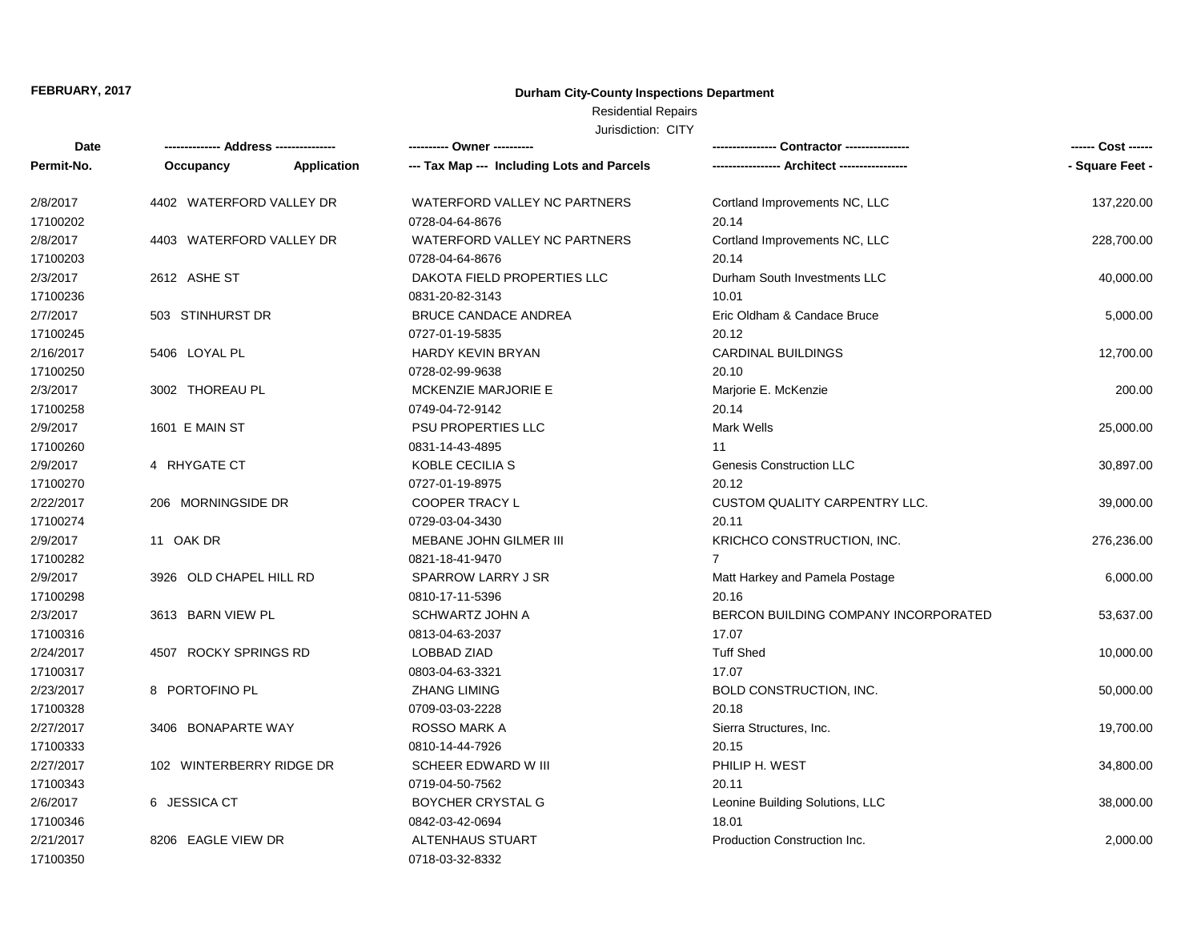FEBRUARY, 2017

**Durham City-County Inspections Department**

Residential Repairs

Jurisdiction: CITY

| Date / Permit-No. | Address / Occupancy / Application | Owner / Tax Map --- Including Lots and Parcels | Contractor / Architect | Cost / Square Feet |
|---|---|---|---|---|
| 2/8/2017<br>17100202 | 4402 WATERFORD VALLEY DR | WATERFORD VALLEY NC PARTNERS<br>0728-04-64-8676 | Cortland Improvements NC, LLC<br>20.14 | 137,220.00 |
| 2/8/2017<br>17100203 | 4403 WATERFORD VALLEY DR | WATERFORD VALLEY NC PARTNERS<br>0728-04-64-8676 | Cortland Improvements NC, LLC<br>20.14 | 228,700.00 |
| 2/3/2017<br>17100236 | 2612 ASHE ST | DAKOTA FIELD PROPERTIES LLC<br>0831-20-82-3143 | Durham South Investments LLC<br>10.01 | 40,000.00 |
| 2/7/2017<br>17100245 | 503 STINHURST DR | BRUCE CANDACE ANDREA<br>0727-01-19-5835 | Eric Oldham & Candace Bruce<br>20.12 | 5,000.00 |
| 2/16/2017<br>17100250 | 5406 LOYAL PL | HARDY KEVIN BRYAN<br>0728-02-99-9638 | CARDINAL BUILDINGS<br>20.10 | 12,700.00 |
| 2/3/2017<br>17100258 | 3002 THOREAU PL | MCKENZIE MARJORIE E<br>0749-04-72-9142 | Marjorie E. McKenzie<br>20.14 | 200.00 |
| 2/9/2017<br>17100260 | 1601 E MAIN ST | PSU PROPERTIES LLC<br>0831-14-43-4895 | Mark Wells<br>11 | 25,000.00 |
| 2/9/2017<br>17100270 | 4 RHYGATE CT | KOBLE CECILIA S<br>0727-01-19-8975 | Genesis Construction LLC<br>20.12 | 30,897.00 |
| 2/22/2017<br>17100274 | 206 MORNINGSIDE DR | COOPER TRACY L<br>0729-03-04-3430 | CUSTOM QUALITY CARPENTRY LLC.<br>20.11 | 39,000.00 |
| 2/9/2017<br>17100282 | 11 OAK DR | MEBANE JOHN GILMER III<br>0821-18-41-9470 | KRICHCO CONSTRUCTION, INC.<br>7 | 276,236.00 |
| 2/9/2017<br>17100298 | 3926 OLD CHAPEL HILL RD | SPARROW LARRY J SR<br>0810-17-11-5396 | Matt Harkey and Pamela Postage<br>20.16 | 6,000.00 |
| 2/3/2017<br>17100316 | 3613 BARN VIEW PL | SCHWARTZ JOHN A<br>0813-04-63-2037 | BERCON BUILDING COMPANY INCORPORATED<br>17.07 | 53,637.00 |
| 2/24/2017<br>17100317 | 4507 ROCKY SPRINGS RD | LOBBAD ZIAD<br>0803-04-63-3321 | Tuff Shed<br>17.07 | 10,000.00 |
| 2/23/2017<br>17100328 | 8 PORTOFINO PL | ZHANG LIMING<br>0709-03-03-2228 | BOLD CONSTRUCTION, INC.<br>20.18 | 50,000.00 |
| 2/27/2017<br>17100333 | 3406 BONAPARTE WAY | ROSSO MARK A<br>0810-14-44-7926 | Sierra Structures, Inc.<br>20.15 | 19,700.00 |
| 2/27/2017<br>17100343 | 102 WINTERBERRY RIDGE DR | SCHEER EDWARD W III<br>0719-04-50-7562 | PHILIP H. WEST<br>20.11 | 34,800.00 |
| 2/6/2017<br>17100346 | 6 JESSICA CT | BOYCHER CRYSTAL G<br>0842-03-42-0694 | Leonine Building Solutions, LLC<br>18.01 | 38,000.00 |
| 2/21/2017<br>17100350 | 8206 EAGLE VIEW DR | ALTENHAUS STUART<br>0718-03-32-8332 | Production Construction Inc. | 2,000.00 |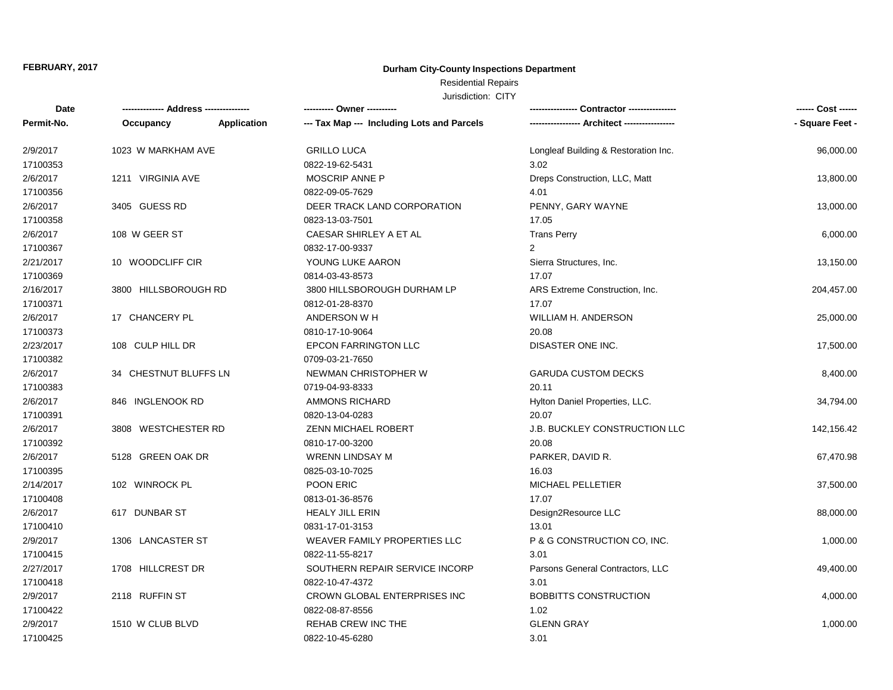**FEBRUARY, 2017**

**Durham City-County Inspections Department**

Residential Repairs

Jurisdiction: CITY

| Date<br>Permit-No. | Address<br>Occupancy / Application | Owner<br>Tax Map --- Including Lots and Parcels | Contractor<br>Architect | Cost<br>Square Feet |
|---|---|---|---|---|
| 2/9/2017<br>17100353 | 1023 W MARKHAM AVE | GRILLO LUCA<br>0822-19-62-5431 | Longleaf Building & Restoration Inc.<br>3.02 | 96,000.00 |
| 2/6/2017<br>17100356 | 1211 VIRGINIA AVE | MOSCRIP ANNE P<br>0822-09-05-7629 | Dreps Construction, LLC, Matt<br>4.01 | 13,800.00 |
| 2/6/2017<br>17100358 | 3405 GUESS RD | DEER TRACK LAND CORPORATION<br>0823-13-03-7501 | PENNY, GARY WAYNE<br>17.05 | 13,000.00 |
| 2/6/2017<br>17100367 | 108 W GEER ST | CAESAR SHIRLEY A ET AL<br>0832-17-00-9337 | Trans Perry<br>2 | 6,000.00 |
| 2/21/2017<br>17100369 | 10 WOODCLIFF CIR | YOUNG LUKE AARON<br>0814-03-43-8573 | Sierra Structures, Inc.<br>17.07 | 13,150.00 |
| 2/16/2017<br>17100371 | 3800 HILLSBOROUGH RD | 3800 HILLSBOROUGH DURHAM LP<br>0812-01-28-8370 | ARS Extreme Construction, Inc.<br>17.07 | 204,457.00 |
| 2/6/2017<br>17100373 | 17 CHANCERY PL | ANDERSON W H<br>0810-17-10-9064 | WILLIAM H. ANDERSON<br>20.08 | 25,000.00 |
| 2/23/2017<br>17100382 | 108 CULP HILL DR | EPCON FARRINGTON LLC<br>0709-03-21-7650 | DISASTER ONE INC. | 17,500.00 |
| 2/6/2017<br>17100383 | 34 CHESTNUT BLUFFS LN | NEWMAN CHRISTOPHER W<br>0719-04-93-8333 | GARUDA CUSTOM DECKS<br>20.11 | 8,400.00 |
| 2/6/2017<br>17100391 | 846 INGLENOOK RD | AMMONS RICHARD<br>0820-13-04-0283 | Hylton Daniel Properties, LLC.<br>20.07 | 34,794.00 |
| 2/6/2017<br>17100392 | 3808 WESTCHESTER RD | ZENN MICHAEL ROBERT<br>0810-17-00-3200 | J.B. BUCKLEY CONSTRUCTION LLC<br>20.08 | 142,156.42 |
| 2/6/2017<br>17100395 | 5128 GREEN OAK DR | WRENN LINDSAY M<br>0825-03-10-7025 | PARKER, DAVID R.<br>16.03 | 67,470.98 |
| 2/14/2017<br>17100408 | 102 WINROCK PL | POON ERIC<br>0813-01-36-8576 | MICHAEL PELLETIER<br>17.07 | 37,500.00 |
| 2/6/2017<br>17100410 | 617 DUNBAR ST | HEALY JILL ERIN<br>0831-17-01-3153 | Design2Resource LLC<br>13.01 | 88,000.00 |
| 2/9/2017<br>17100415 | 1306 LANCASTER ST | WEAVER FAMILY PROPERTIES LLC<br>0822-11-55-8217 | P & G CONSTRUCTION CO, INC.<br>3.01 | 1,000.00 |
| 2/27/2017<br>17100418 | 1708 HILLCREST DR | SOUTHERN REPAIR SERVICE INCORP<br>0822-10-47-4372 | Parsons General Contractors, LLC<br>3.01 | 49,400.00 |
| 2/9/2017<br>17100422 | 2118 RUFFIN ST | CROWN GLOBAL ENTERPRISES INC<br>0822-08-87-8556 | BOBBITTS CONSTRUCTION<br>1.02 | 4,000.00 |
| 2/9/2017<br>17100425 | 1510 W CLUB BLVD | REHAB CREW INC THE<br>0822-10-45-6280 | GLENN GRAY<br>3.01 | 1,000.00 |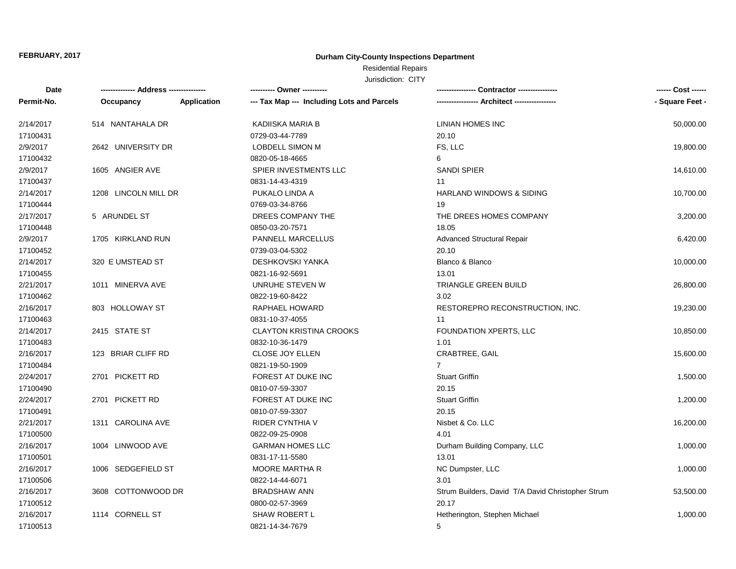**FEBRUARY, 2017**

**Durham City-County Inspections Department**

Residential Repairs

Jurisdiction: CITY

| Date<br>Permit-No. | Address<br>Occupancy / Application | Owner<br>Tax Map --- Including Lots and Parcels | Contractor<br>Architect | Cost<br>Square Feet |
|---|---|---|---|---|
| 2/14/2017<br>17100431 | 514 NANTAHALA DR | KADIISKA MARIA B<br>0729-03-44-7789 | LINIAN HOMES INC<br>20.10 | 50,000.00 |
| 2/9/2017<br>17100432 | 2642 UNIVERSITY DR | LOBDELL SIMON M<br>0820-05-18-4665 | FS, LLC<br>6 | 19,800.00 |
| 2/9/2017<br>17100437 | 1605 ANGIER AVE | SPIER INVESTMENTS LLC<br>0831-14-43-4319 | SANDI SPIER<br>11 | 14,610.00 |
| 2/14/2017<br>17100444 | 1208 LINCOLN MILL DR | PUKALO LINDA A<br>0769-03-34-8766 | HARLAND WINDOWS & SIDING<br>19 | 10,700.00 |
| 2/17/2017<br>17100448 | 5 ARUNDEL ST | DREES COMPANY THE<br>0850-03-20-7571 | THE DREES HOMES COMPANY<br>18.05 | 3,200.00 |
| 2/9/2017<br>17100452 | 1705 KIRKLAND RUN | PANNELL MARCELLUS<br>0739-03-04-5302 | Advanced Structural Repair<br>20.10 | 6,420.00 |
| 2/14/2017<br>17100455 | 320 E UMSTEAD ST | DESHKOVSKI YANKA<br>0821-16-92-5691 | Blanco & Blanco<br>13.01 | 10,000.00 |
| 2/21/2017<br>17100462 | 1011 MINERVA AVE | UNRUHE STEVEN W<br>0822-19-60-8422 | TRIANGLE GREEN BUILD<br>3.02 | 26,800.00 |
| 2/16/2017<br>17100463 | 803 HOLLOWAY ST | RAPHAEL HOWARD<br>0831-10-37-4055 | RESTOREPRO RECONSTRUCTION, INC.<br>11 | 19,230.00 |
| 2/14/2017<br>17100483 | 2415 STATE ST | CLAYTON KRISTINA CROOKS<br>0832-10-36-1479 | FOUNDATION XPERTS, LLC<br>1.01 | 10,850.00 |
| 2/16/2017<br>17100484 | 123 BRIAR CLIFF RD | CLOSE JOY ELLEN<br>0821-19-50-1909 | CRABTREE, GAIL<br>7 | 15,600.00 |
| 2/24/2017<br>17100490 | 2701 PICKETT RD | FOREST AT DUKE INC<br>0810-07-59-3307 | Stuart Griffin<br>20.15 | 1,500.00 |
| 2/24/2017<br>17100491 | 2701 PICKETT RD | FOREST AT DUKE INC<br>0810-07-59-3307 | Stuart Griffin<br>20.15 | 1,200.00 |
| 2/21/2017<br>17100500 | 1311 CAROLINA AVE | RIDER CYNTHIA V<br>0822-09-25-0908 | Nisbet & Co. LLC<br>4.01 | 16,200.00 |
| 2/16/2017<br>17100501 | 1004 LINWOOD AVE | GARMAN HOMES LLC<br>0831-17-11-5580 | Durham Building Company, LLC<br>13.01 | 1,000.00 |
| 2/16/2017<br>17100506 | 1006 SEDGEFIELD ST | MOORE MARTHA R<br>0822-14-44-6071 | NC Dumpster, LLC<br>3.01 | 1,000.00 |
| 2/16/2017<br>17100512 | 3608 COTTONWOOD DR | BRADSHAW ANN<br>0800-02-57-3969 | Strum Builders, David T/A David Christopher Strum<br>20.17 | 53,500.00 |
| 2/16/2017<br>17100513 | 1114 CORNELL ST | SHAW ROBERT L<br>0821-14-34-7679 | Hetherington, Stephen Michael<br>5 | 1,000.00 |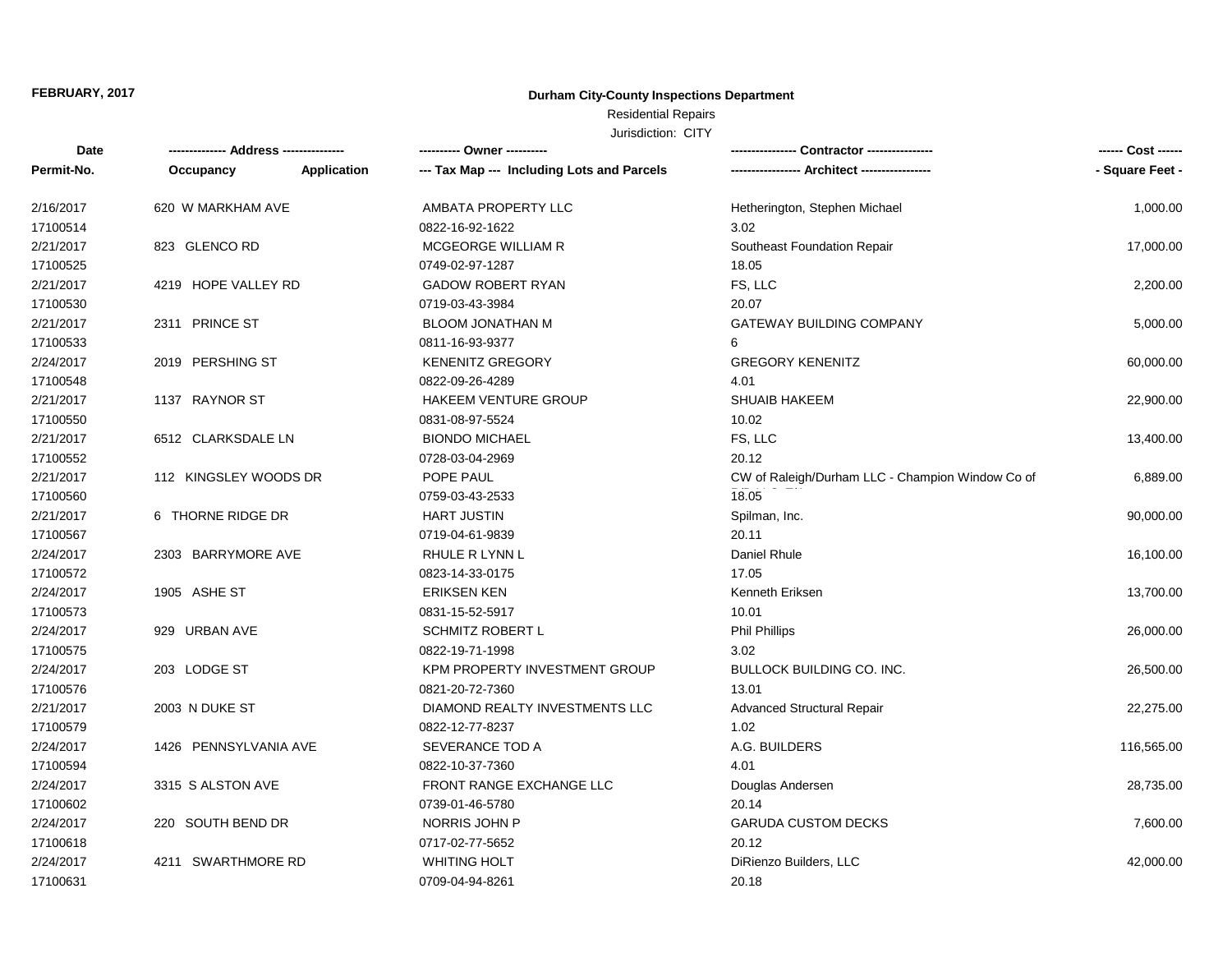**FEBRUARY, 2017**

**Durham City-County Inspections Department**

Residential Repairs

Jurisdiction: CITY

| Date<br>Permit-No. | -------------- Address ---------------<br>Occupancy Application | ---------- Owner ----------<br>--- Tax Map --- Including Lots and Parcels | ---------------- Contractor ----------------<br>----------------- Architect ----------------- | ------ Cost ------<br>- Square Feet - |
|---|---|---|---|---|
| 2/16/2017<br>17100514 | 620 W MARKHAM AVE | AMBATA PROPERTY LLC<br>0822-16-92-1622 | Hetherington, Stephen Michael<br>3.02 | 1,000.00 |
| 2/21/2017<br>17100525 | 823 GLENCO RD | MCGEORGE WILLIAM R<br>0749-02-97-1287 | Southeast Foundation Repair<br>18.05 | 17,000.00 |
| 2/21/2017<br>17100530 | 4219 HOPE VALLEY RD | GADOW ROBERT RYAN<br>0719-03-43-3984 | FS, LLC<br>20.07 | 2,200.00 |
| 2/21/2017<br>17100533 | 2311 PRINCE ST | BLOOM JONATHAN M<br>0811-16-93-9377 | GATEWAY BUILDING COMPANY<br>6 | 5,000.00 |
| 2/24/2017<br>17100548 | 2019 PERSHING ST | KENENITZ GREGORY<br>0822-09-26-4289 | GREGORY KENENITZ<br>4.01 | 60,000.00 |
| 2/21/2017<br>17100550 | 1137 RAYNOR ST | HAKEEM VENTURE GROUP<br>0831-08-97-5524 | SHUAIB HAKEEM<br>10.02 | 22,900.00 |
| 2/21/2017<br>17100552 | 6512 CLARKSDALE LN | BIONDO MICHAEL<br>0728-03-04-2969 | FS, LLC<br>20.12 | 13,400.00 |
| 2/21/2017<br>17100560 | 112 KINGSLEY WOODS DR | POPE PAUL<br>0759-03-43-2533 | CW of Raleigh/Durham LLC - Champion Window Co of<br>18.05 | 6,889.00 |
| 2/21/2017<br>17100567 | 6 THORNE RIDGE DR | HART JUSTIN<br>0719-04-61-9839 | Spilman, Inc.<br>20.11 | 90,000.00 |
| 2/24/2017<br>17100572 | 2303 BARRYMORE AVE | RHULE R LYNN L<br>0823-14-33-0175 | Daniel Rhule<br>17.05 | 16,100.00 |
| 2/24/2017<br>17100573 | 1905 ASHE ST | ERIKSEN KEN<br>0831-15-52-5917 | Kenneth Eriksen<br>10.01 | 13,700.00 |
| 2/24/2017<br>17100575 | 929 URBAN AVE | SCHMITZ ROBERT L<br>0822-19-71-1998 | Phil Phillips<br>3.02 | 26,000.00 |
| 2/24/2017<br>17100576 | 203 LODGE ST | KPM PROPERTY INVESTMENT GROUP<br>0821-20-72-7360 | BULLOCK BUILDING CO. INC.<br>13.01 | 26,500.00 |
| 2/21/2017<br>17100579 | 2003 N DUKE ST | DIAMOND REALTY INVESTMENTS LLC<br>0822-12-77-8237 | Advanced Structural Repair<br>1.02 | 22,275.00 |
| 2/24/2017<br>17100594 | 1426 PENNSYLVANIA AVE | SEVERANCE TOD A<br>0822-10-37-7360 | A.G. BUILDERS<br>4.01 | 116,565.00 |
| 2/24/2017<br>17100602 | 3315 S ALSTON AVE | FRONT RANGE EXCHANGE LLC<br>0739-01-46-5780 | Douglas Andersen<br>20.14 | 28,735.00 |
| 2/24/2017<br>17100618 | 220 SOUTH BEND DR | NORRIS JOHN P<br>0717-02-77-5652 | GARUDA CUSTOM DECKS<br>20.12 | 7,600.00 |
| 2/24/2017<br>17100631 | 4211 SWARTHMORE RD | WHITING HOLT<br>0709-04-94-8261 | DiRienzo Builders, LLC<br>20.18 | 42,000.00 |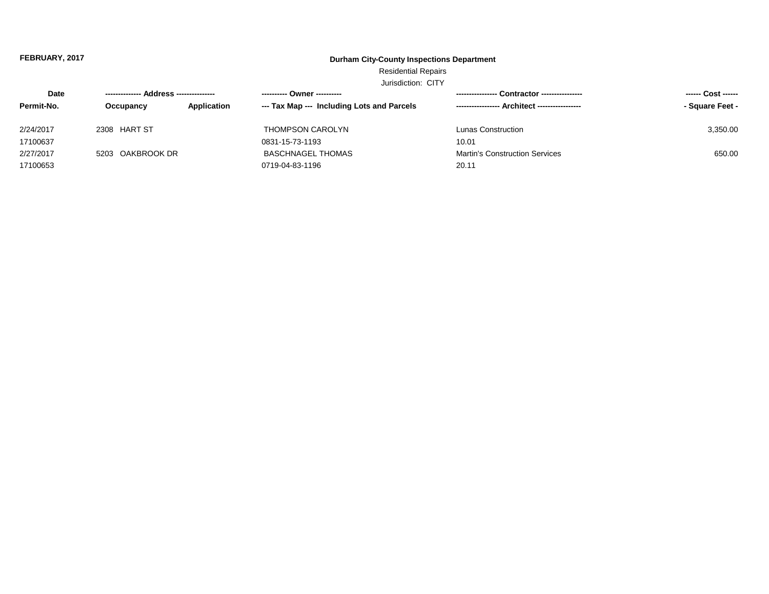FEBRUARY, 2017

**Durham City-County Inspections Department**

Residential Repairs

Jurisdiction: CITY

| Date<br>Permit-No. | -------------- Address ---------------<br>Occupancy | Application | ---------- Owner ----------<br>--- Tax Map --- Including Lots and Parcels | ---------------- Contractor ----------------<br>----------------- Architect ----------------- | ------ Cost ------<br>- Square Feet - |
|---|---|---|---|---|---|
| 2/24/2017<br>17100637 | 2308 HART ST | | THOMPSON CAROLYN<br>0831-15-73-1193 | Lunas Construction<br>10.01 | 3,350.00 |
| 2/27/2017<br>17100653 | 5203 OAKBROOK DR | | BASCHNAGEL THOMAS<br>0719-04-83-1196 | Martin's Construction Services<br>20.11 | 650.00 |